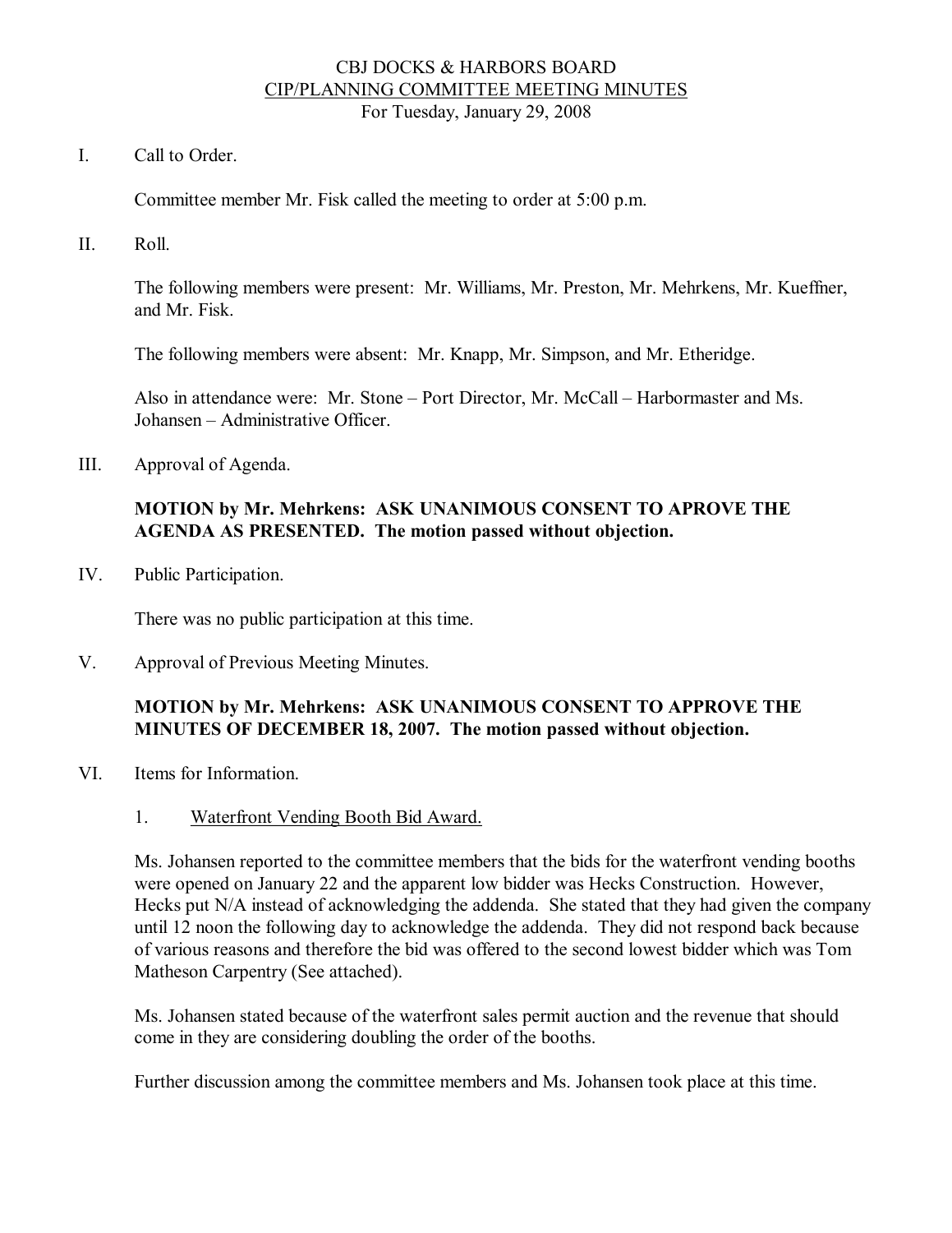# CBJ DOCKS & HARBORS BOARD
## CIP/PLANNING COMMITTEE MEETING MINUTES
For Tuesday, January 29, 2008

I. Call to Order.

Committee member Mr. Fisk called the meeting to order at 5:00 p.m.

II. Roll.

The following members were present: Mr. Williams, Mr. Preston, Mr. Mehrkens, Mr. Kueffner, and Mr. Fisk.

The following members were absent: Mr. Knapp, Mr. Simpson, and Mr. Etheridge.

Also in attendance were: Mr. Stone – Port Director, Mr. McCall – Harbormaster and Ms. Johansen – Administrative Officer.

III. Approval of Agenda.

**MOTION by Mr. Mehrkens: ASK UNANIMOUS CONSENT TO APROVE THE AGENDA AS PRESENTED. The motion passed without objection.**

IV. Public Participation.

There was no public participation at this time.

V. Approval of Previous Meeting Minutes.

**MOTION by Mr. Mehrkens: ASK UNANIMOUS CONSENT TO APPROVE THE MINUTES OF DECEMBER 18, 2007. The motion passed without objection.**

VI. Items for Information.

1. Waterfront Vending Booth Bid Award.

Ms. Johansen reported to the committee members that the bids for the waterfront vending booths were opened on January 22 and the apparent low bidder was Hecks Construction. However, Hecks put N/A instead of acknowledging the addenda. She stated that they had given the company until 12 noon the following day to acknowledge the addenda. They did not respond back because of various reasons and therefore the bid was offered to the second lowest bidder which was Tom Matheson Carpentry (See attached).

Ms. Johansen stated because of the waterfront sales permit auction and the revenue that should come in they are considering doubling the order of the booths.

Further discussion among the committee members and Ms. Johansen took place at this time.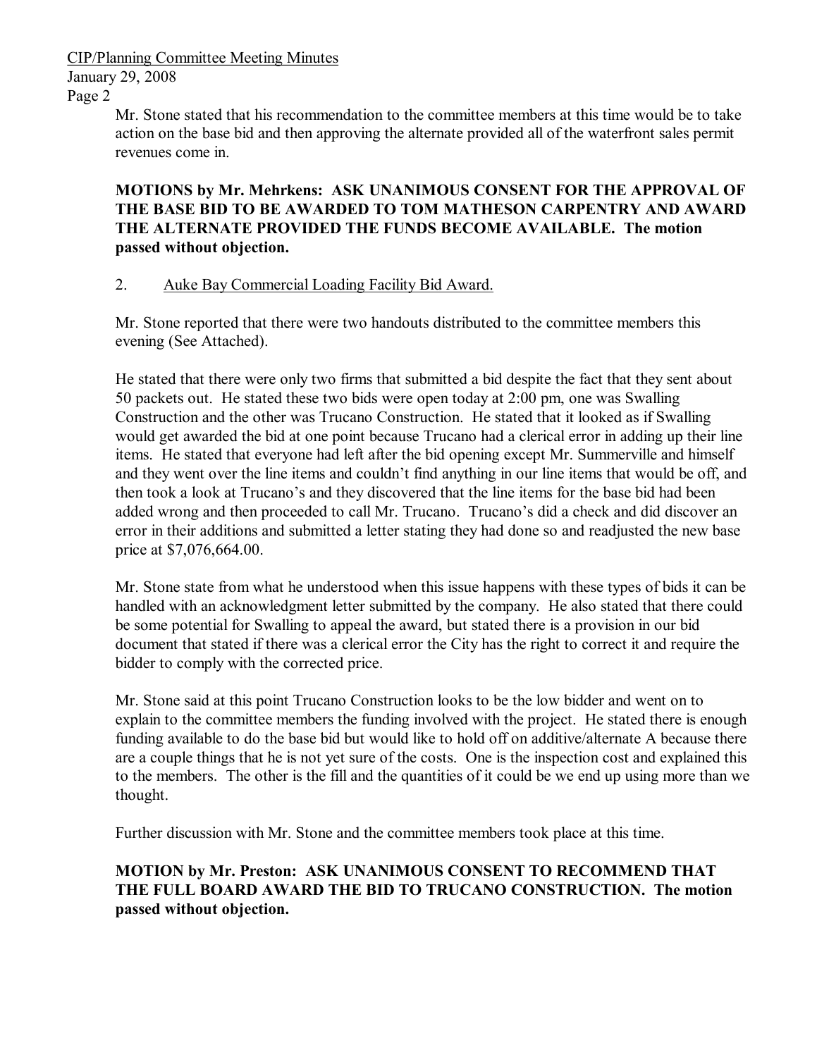Mr. Stone stated that his recommendation to the committee members at this time would be to take action on the base bid and then approving the alternate provided all of the waterfront sales permit revenues come in.

**MOTIONS by Mr. Mehrkens: ASK UNANIMOUS CONSENT FOR THE APPROVAL OF THE BASE BID TO BE AWARDED TO TOM MATHESON CARPENTRY AND AWARD THE ALTERNATE PROVIDED THE FUNDS BECOME AVAILABLE. The motion passed without objection.**

2. Auke Bay Commercial Loading Facility Bid Award.

Mr. Stone reported that there were two handouts distributed to the committee members this evening (See Attached).

He stated that there were only two firms that submitted a bid despite the fact that they sent about 50 packets out. He stated these two bids were open today at 2:00 pm, one was Swalling Construction and the other was Trucano Construction. He stated that it looked as if Swalling would get awarded the bid at one point because Trucano had a clerical error in adding up their line items. He stated that everyone had left after the bid opening except Mr. Summerville and himself and they went over the line items and couldn't find anything in our line items that would be off, and then took a look at Trucano's and they discovered that the line items for the base bid had been added wrong and then proceeded to call Mr. Trucano. Trucano's did a check and did discover an error in their additions and submitted a letter stating they had done so and readjusted the new base price at $7,076,664.00.

Mr. Stone state from what he understood when this issue happens with these types of bids it can be handled with an acknowledgment letter submitted by the company. He also stated that there could be some potential for Swalling to appeal the award, but stated there is a provision in our bid document that stated if there was a clerical error the City has the right to correct it and require the bidder to comply with the corrected price.

Mr. Stone said at this point Trucano Construction looks to be the low bidder and went on to explain to the committee members the funding involved with the project. He stated there is enough funding available to do the base bid but would like to hold off on additive/alternate A because there are a couple things that he is not yet sure of the costs. One is the inspection cost and explained this to the members. The other is the fill and the quantities of it could be we end up using more than we thought.

Further discussion with Mr. Stone and the committee members took place at this time.

**MOTION by Mr. Preston: ASK UNANIMOUS CONSENT TO RECOMMEND THAT THE FULL BOARD AWARD THE BID TO TRUCANO CONSTRUCTION. The motion passed without objection.**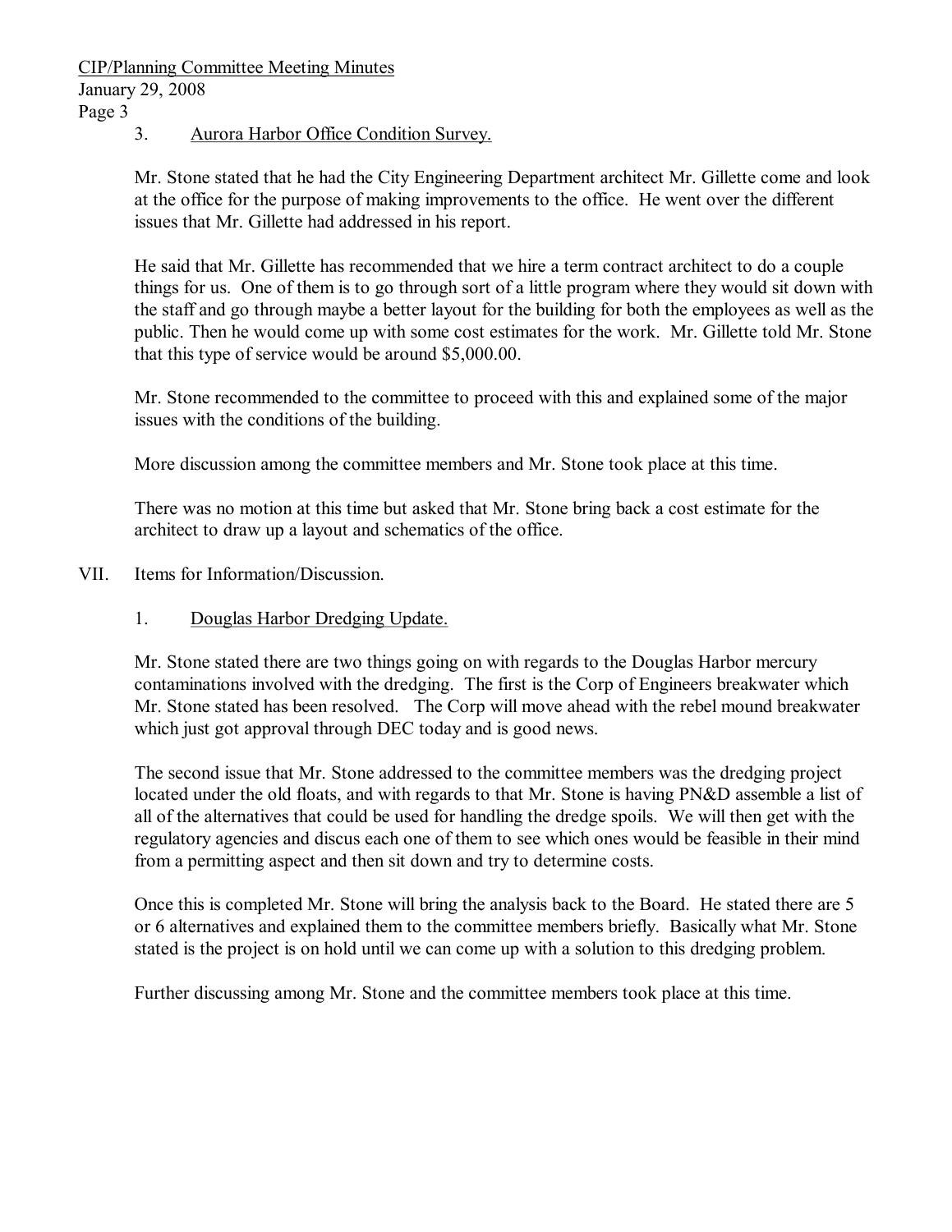3. Aurora Harbor Office Condition Survey.

Mr. Stone stated that he had the City Engineering Department architect Mr. Gillette come and look at the office for the purpose of making improvements to the office. He went over the different issues that Mr. Gillette had addressed in his report.

He said that Mr. Gillette has recommended that we hire a term contract architect to do a couple things for us. One of them is to go through sort of a little program where they would sit down with the staff and go through maybe a better layout for the building for both the employees as well as the public. Then he would come up with some cost estimates for the work. Mr. Gillette told Mr. Stone that this type of service would be around $5,000.00.

Mr. Stone recommended to the committee to proceed with this and explained some of the major issues with the conditions of the building.

More discussion among the committee members and Mr. Stone took place at this time.

There was no motion at this time but asked that Mr. Stone bring back a cost estimate for the architect to draw up a layout and schematics of the office.

## VII. Items for Information/Discussion.

1. Douglas Harbor Dredging Update.

Mr. Stone stated there are two things going on with regards to the Douglas Harbor mercury contaminations involved with the dredging. The first is the Corp of Engineers breakwater which Mr. Stone stated has been resolved. The Corp will move ahead with the rebel mound breakwater which just got approval through DEC today and is good news.

The second issue that Mr. Stone addressed to the committee members was the dredging project located under the old floats, and with regards to that Mr. Stone is having PN&D assemble a list of all of the alternatives that could be used for handling the dredge spoils. We will then get with the regulatory agencies and discus each one of them to see which ones would be feasible in their mind from a permitting aspect and then sit down and try to determine costs.

Once this is completed Mr. Stone will bring the analysis back to the Board. He stated there are 5 or 6 alternatives and explained them to the committee members briefly. Basically what Mr. Stone stated is the project is on hold until we can come up with a solution to this dredging problem.

Further discussing among Mr. Stone and the committee members took place at this time.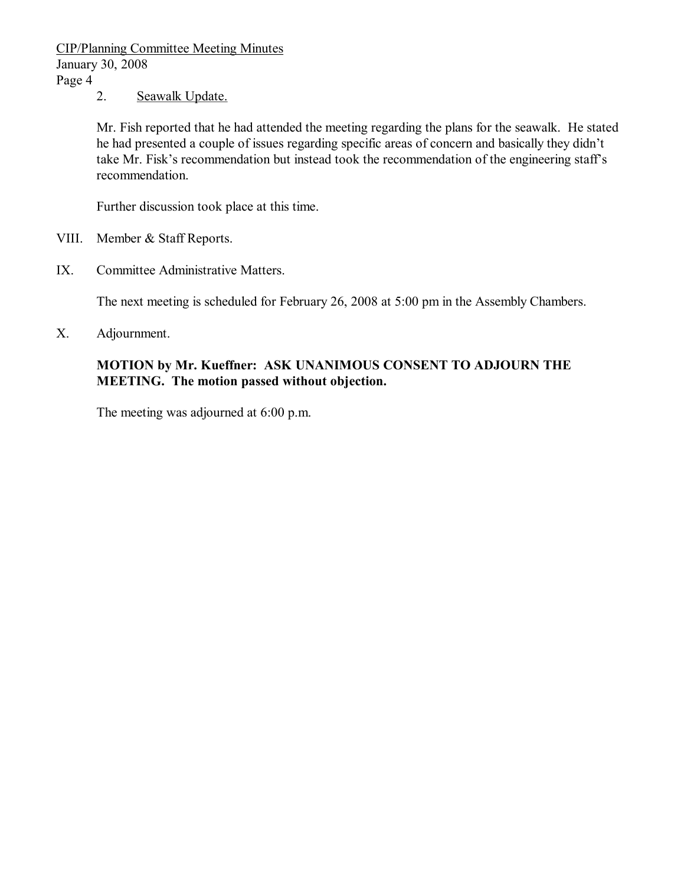2. Seawalk Update.

Mr. Fish reported that he had attended the meeting regarding the plans for the seawalk. He stated he had presented a couple of issues regarding specific areas of concern and basically they didn't take Mr. Fisk's recommendation but instead took the recommendation of the engineering staff's recommendation.

Further discussion took place at this time.

VIII. Member & Staff Reports.

IX. Committee Administrative Matters.

The next meeting is scheduled for February 26, 2008 at 5:00 pm in the Assembly Chambers.

X. Adjournment.

**MOTION by Mr. Kueffner: ASK UNANIMOUS CONSENT TO ADJOURN THE MEETING. The motion passed without objection.**

The meeting was adjourned at 6:00 p.m.